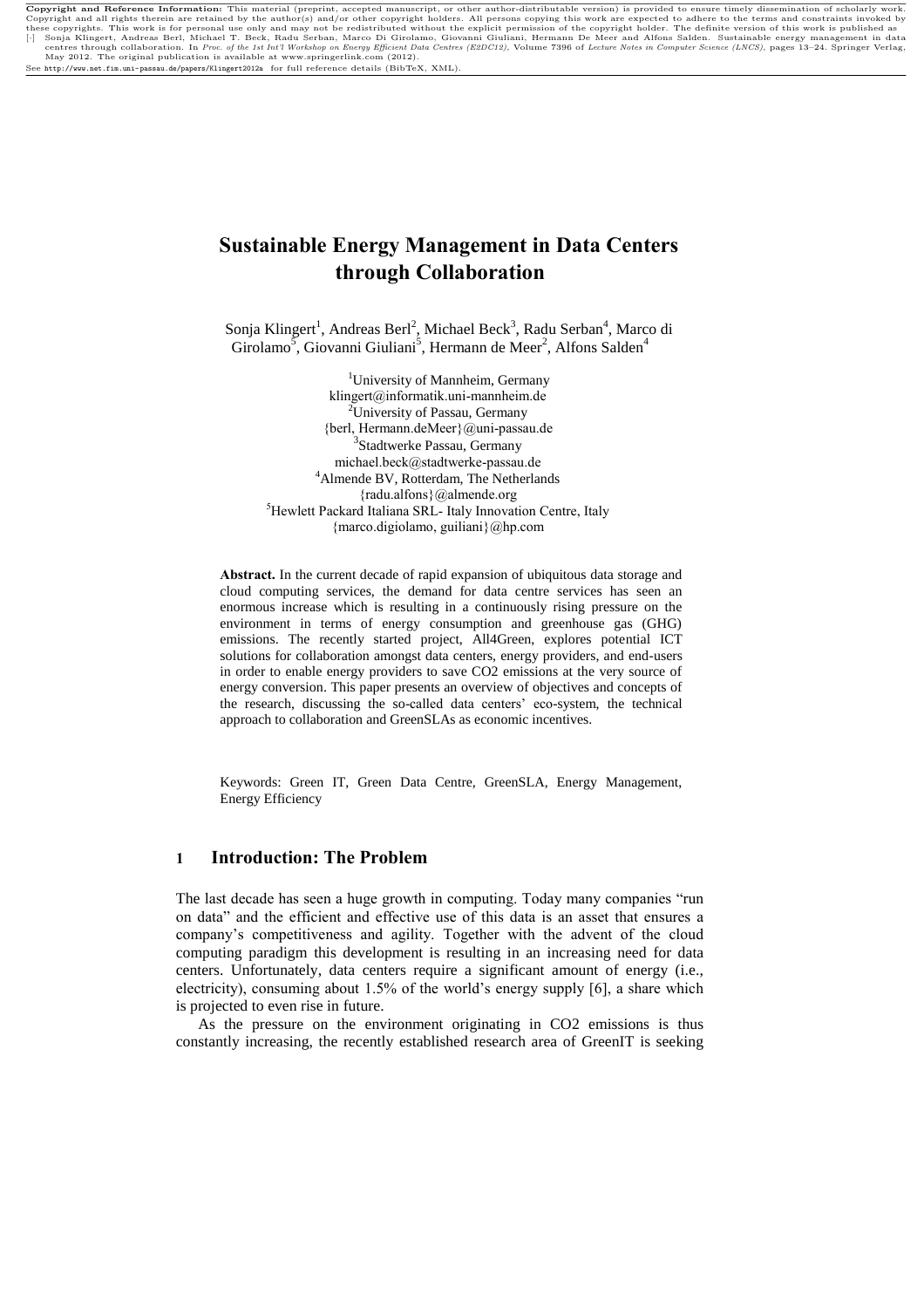Copyright and Reference Information: This material (preprint, accepted manuscript, or other author-distributable version) is provided to ensure timely dissemination of scholarly work. Copyright and all rights therein are retained by the author(s) and/or other copyright holders. All persons copying this work are expected to adhere to the terms and constraints invoked by these copyrights. This work is for personal use only and may not be redistributed without the explicit permission of the copyright holder. The definite version of this work is published as [·] Sonja Klingert, Andreas Berl, Michael T. Beck, Radu Serban, Marco Di Girolamo, Giovanni Giuliani, Hermann De Meer and Alfons Salden. Sustainable energy management in data centres through collaboration. In *Proc. of the 1st Int'l Workshop on Energy Efficient Data Centres (E2DC12)*, Volume 7396 of *Lecture Notes in Computer Science (LNCS)*, pages 13–24. Springer Verlag, May 2012. The original publication is available at www.springerlink.com (2012).
See http://www.net.fim.uni-passau.de/papers/Klingert2012a for full reference details (BibTeX, XML).

# Sustainable Energy Management in Data Centers through Collaboration

Sonja Klingert[1], Andreas Berl[2], Michael Beck[3], Radu Serban[4], Marco di Girolamo[5], Giovanni Giuliani[5], Hermann de Meer[2], Alfons Salden[4]

[1]University of Mannheim, Germany
klingert@informatik.uni-mannheim.de
[2]University of Passau, Germany
{berl, Hermann.deMeer}@uni-passau.de
[3]Stadtwerke Passau, Germany
michael.beck@stadtwerke-passau.de
[4]Almende BV, Rotterdam, The Netherlands
{radu.alfons}@almende.org
[5]Hewlett Packard Italiana SRL- Italy Innovation Centre, Italy
{marco.digiolamo, guiliani}@hp.com

**Abstract.** In the current decade of rapid expansion of ubiquitous data storage and cloud computing services, the demand for data centre services has seen an enormous increase which is resulting in a continuously rising pressure on the environment in terms of energy consumption and greenhouse gas (GHG) emissions. The recently started project, All4Green, explores potential ICT solutions for collaboration amongst data centers, energy providers, and end-users in order to enable energy providers to save CO2 emissions at the very source of energy conversion. This paper presents an overview of objectives and concepts of the research, discussing the so-called data centers' eco-system, the technical approach to collaboration and GreenSLAs as economic incentives.

Keywords: Green IT, Green Data Centre, GreenSLA, Energy Management, Energy Efficiency

## 1 Introduction: The Problem

The last decade has seen a huge growth in computing. Today many companies "run on data" and the efficient and effective use of this data is an asset that ensures a company's competitiveness and agility. Together with the advent of the cloud computing paradigm this development is resulting in an increasing need for data centers. Unfortunately, data centers require a significant amount of energy (i.e., electricity), consuming about 1.5% of the world's energy supply [6], a share which is projected to even rise in future.

As the pressure on the environment originating in CO2 emissions is thus constantly increasing, the recently established research area of GreenIT is seeking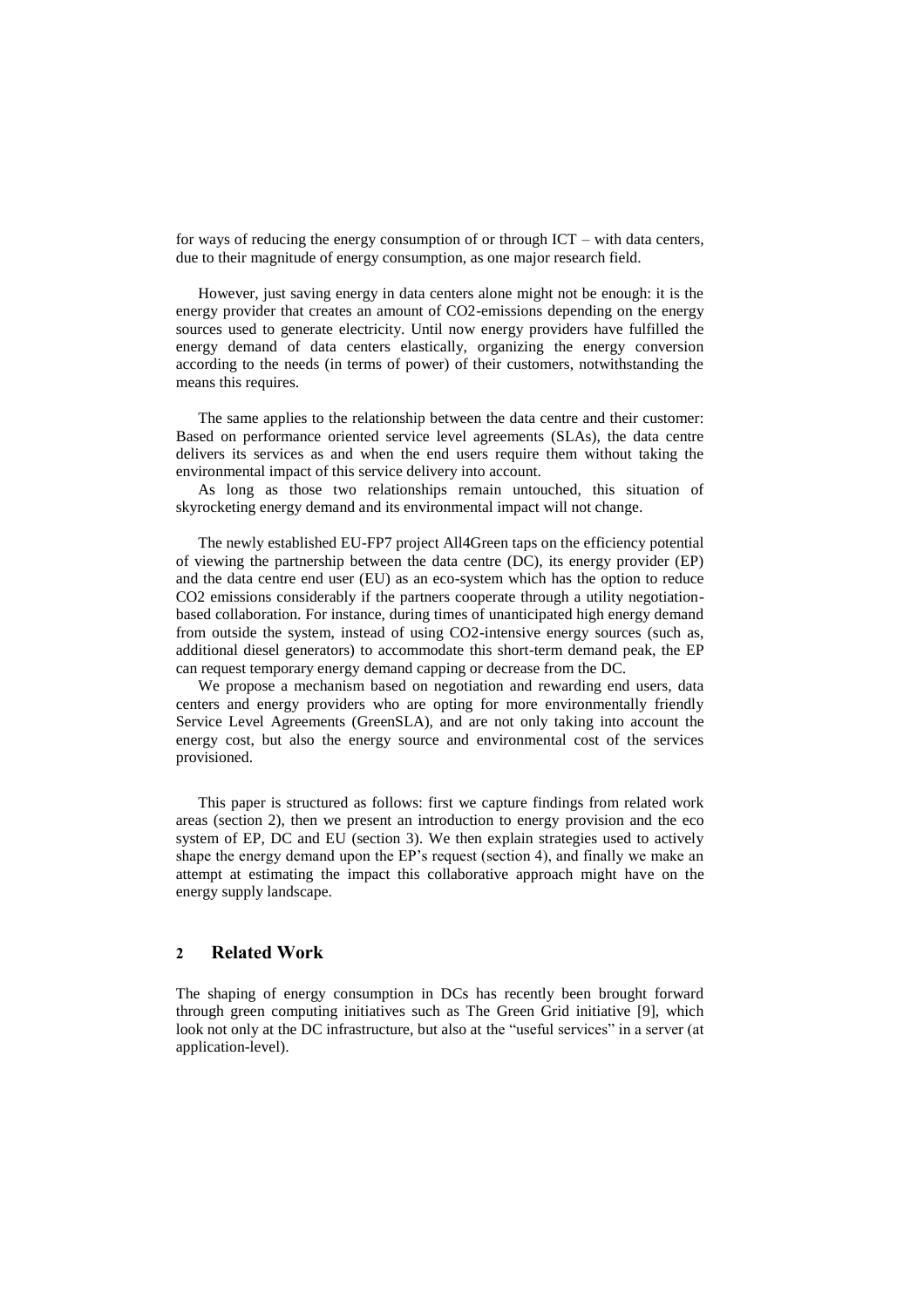for ways of reducing the energy consumption of or through ICT – with data centers, due to their magnitude of energy consumption, as one major research field.

However, just saving energy in data centers alone might not be enough: it is the energy provider that creates an amount of $CO_2$-emissions depending on the energy sources used to generate electricity. Until now energy providers have fulfilled the energy demand of data centers elastically, organizing the energy conversion according to the needs (in terms of power) of their customers, notwithstanding the means this requires.

The same applies to the relationship between the data centre and their customer: Based on performance oriented service level agreements (SLAs), the data centre delivers its services as and when the end users require them without taking the environmental impact of this service delivery into account.

As long as those two relationships remain untouched, this situation of skyrocketing energy demand and its environmental impact will not change.

The newly established EU-FP7 project All4Green taps on the efficiency potential of viewing the partnership between the data centre (DC), its energy provider (EP) and the data centre end user (EU) as an eco-system which has the option to reduce $CO_2$ emissions considerably if the partners cooperate through a utility negotiation-based collaboration. For instance, during times of unanticipated high energy demand from outside the system, instead of using $CO_2$-intensive energy sources (such as, additional diesel generators) to accommodate this short-term demand peak, the EP can request temporary energy demand capping or decrease from the DC.

We propose a mechanism based on negotiation and rewarding end users, data centers and energy providers who are opting for more environmentally friendly Service Level Agreements (GreenSLA), and are not only taking into account the energy cost, but also the energy source and environmental cost of the services provisioned.

This paper is structured as follows: first we capture findings from related work areas (section 2), then we present an introduction to energy provision and the eco system of EP, DC and EU (section 3). We then explain strategies used to actively shape the energy demand upon the EP's request (section 4), and finally we make an attempt at estimating the impact this collaborative approach might have on the energy supply landscape.

## 2 Related Work

The shaping of energy consumption in DCs has recently been brought forward through green computing initiatives such as The Green Grid initiative [9], which look not only at the DC infrastructure, but also at the "useful services" in a server (at application-level).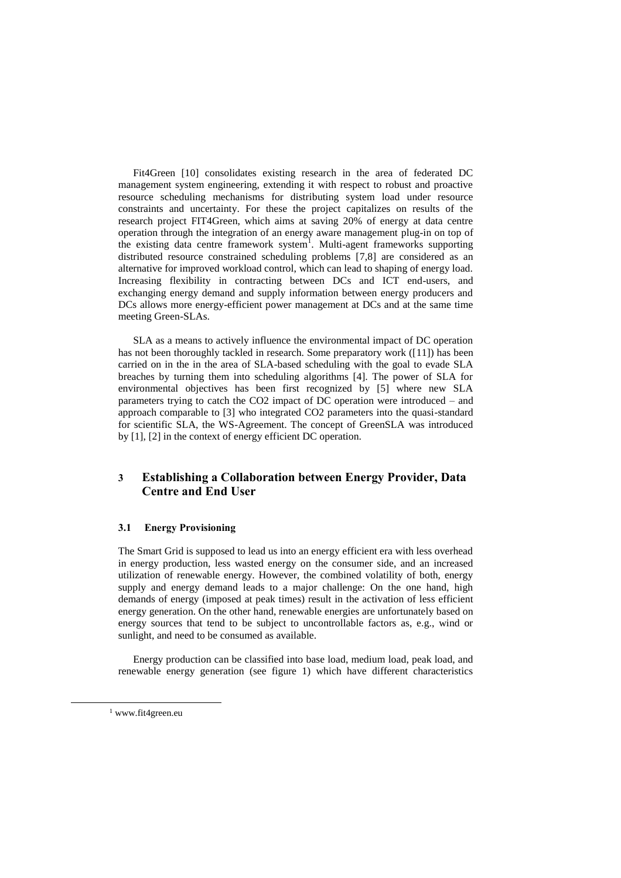Fit4Green [10] consolidates existing research in the area of federated DC management system engineering, extending it with respect to robust and proactive resource scheduling mechanisms for distributing system load under resource constraints and uncertainty. For these the project capitalizes on results of the research project FIT4Green, which aims at saving 20% of energy at data centre operation through the integration of an energy aware management plug-in on top of the existing data centre framework system[1]. Multi-agent frameworks supporting distributed resource constrained scheduling problems [7,8] are considered as an alternative for improved workload control, which can lead to shaping of energy load. Increasing flexibility in contracting between DCs and ICT end-users, and exchanging energy demand and supply information between energy producers and DCs allows more energy-efficient power management at DCs and at the same time meeting Green-SLAs.

SLA as a means to actively influence the environmental impact of DC operation has not been thoroughly tackled in research. Some preparatory work ([11]) has been carried on in the in the area of SLA-based scheduling with the goal to evade SLA breaches by turning them into scheduling algorithms [4]. The power of SLA for environmental objectives has been first recognized by [5] where new SLA parameters trying to catch the $CO_2$ impact of DC operation were introduced – and approach comparable to [3] who integrated $CO_2$ parameters into the quasi-standard for scientific SLA, the WS-Agreement. The concept of GreenSLA was introduced by [1], [2] in the context of energy efficient DC operation.

## 3 Establishing a Collaboration between Energy Provider, Data Centre and End User

### 3.1 Energy Provisioning

The Smart Grid is supposed to lead us into an energy efficient era with less overhead in energy production, less wasted energy on the consumer side, and an increased utilization of renewable energy. However, the combined volatility of both, energy supply and energy demand leads to a major challenge: On the one hand, high demands of energy (imposed at peak times) result in the activation of less efficient energy generation. On the other hand, renewable energies are unfortunately based on energy sources that tend to be subject to uncontrollable factors as, e.g., wind or sunlight, and need to be consumed as available.

Energy production can be classified into base load, medium load, peak load, and renewable energy generation (see figure 1) which have different characteristics

[1] www.fit4green.eu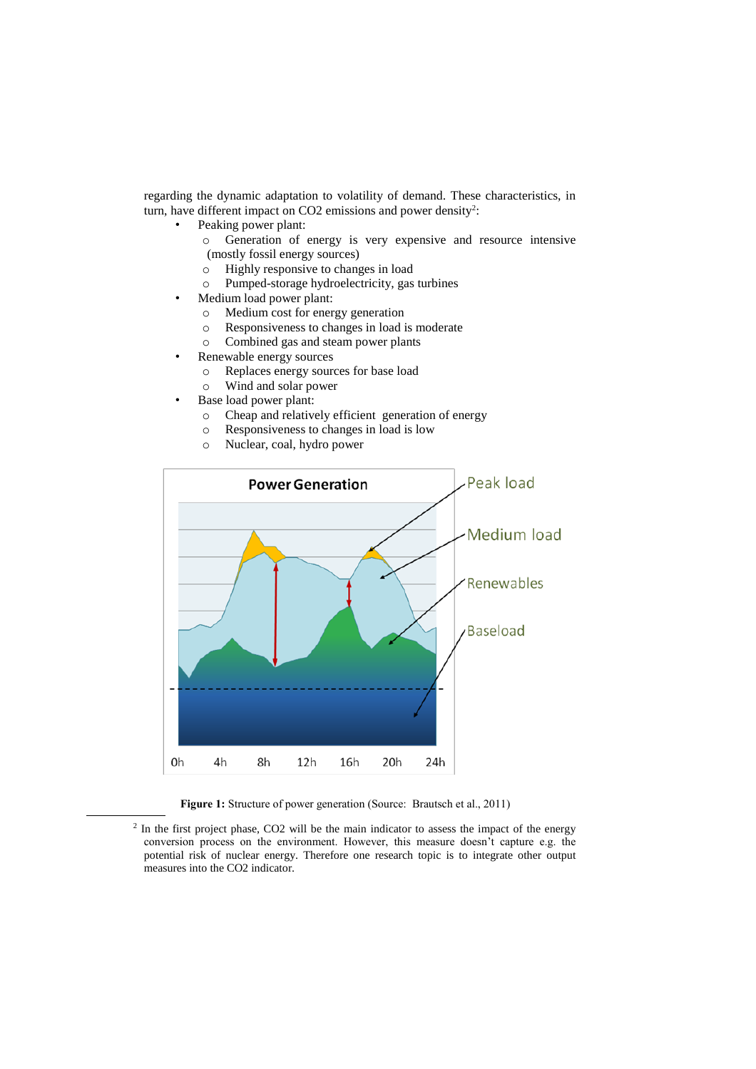regarding the dynamic adaptation to volatility of demand. These characteristics, in turn, have different impact on CO2 emissions and power density[2]:

- Peaking power plant:
  - Generation of energy is very expensive and resource intensive (mostly fossil energy sources)
  - Highly responsive to changes in load
  - Pumped-storage hydroelectricity, gas turbines
- Medium load power plant:
  - Medium cost for energy generation
  - Responsiveness to changes in load is moderate
  - Combined gas and steam power plants
- Renewable energy sources
  - Replaces energy sources for base load
  - Wind and solar power
- Base load power plant:
  - Cheap and relatively efficient generation of energy
  - Responsiveness to changes in load is low
  - Nuclear, coal, hydro power

**Figure 1:** Structure of power generation (Source: Brautsch et al., 2011)

[2] In the first project phase, CO2 will be the main indicator to assess the impact of the energy conversion process on the environment. However, this measure doesn't capture e.g. the potential risk of nuclear energy. Therefore one research topic is to integrate other output measures into the CO2 indicator.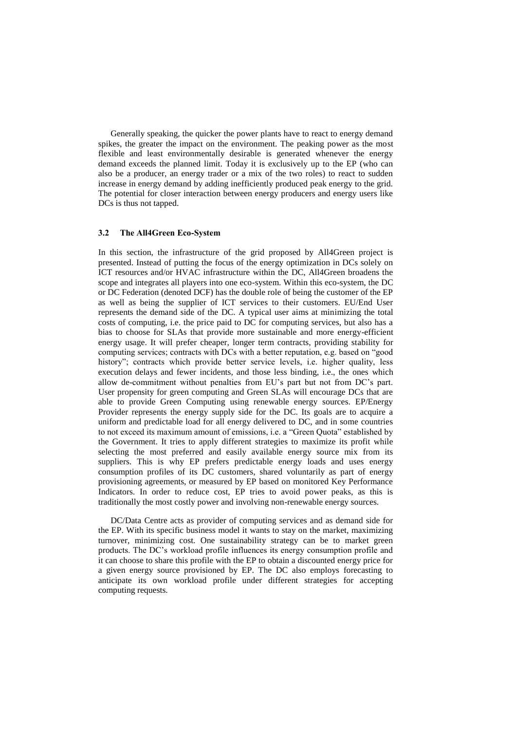Generally speaking, the quicker the power plants have to react to energy demand spikes, the greater the impact on the environment. The peaking power as the most flexible and least environmentally desirable is generated whenever the energy demand exceeds the planned limit. Today it is exclusively up to the EP (who can also be a producer, an energy trader or a mix of the two roles) to react to sudden increase in energy demand by adding inefficiently produced peak energy to the grid. The potential for closer interaction between energy producers and energy users like DCs is thus not tapped.

### 3.2 The All4Green Eco-System

In this section, the infrastructure of the grid proposed by All4Green project is presented. Instead of putting the focus of the energy optimization in DCs solely on ICT resources and/or HVAC infrastructure within the DC, All4Green broadens the scope and integrates all players into one eco-system. Within this eco-system, the DC or DC Federation (denoted DCF) has the double role of being the customer of the EP as well as being the supplier of ICT services to their customers. EU/End User represents the demand side of the DC. A typical user aims at minimizing the total costs of computing, i.e. the price paid to DC for computing services, but also has a bias to choose for SLAs that provide more sustainable and more energy-efficient energy usage. It will prefer cheaper, longer term contracts, providing stability for computing services; contracts with DCs with a better reputation, e.g. based on "good history"; contracts which provide better service levels, i.e. higher quality, less execution delays and fewer incidents, and those less binding, i.e., the ones which allow de-commitment without penalties from EU's part but not from DC's part. User propensity for green computing and Green SLAs will encourage DCs that are able to provide Green Computing using renewable energy sources. EP/Energy Provider represents the energy supply side for the DC. Its goals are to acquire a uniform and predictable load for all energy delivered to DC, and in some countries to not exceed its maximum amount of emissions, i.e. a "Green Quota" established by the Government. It tries to apply different strategies to maximize its profit while selecting the most preferred and easily available energy source mix from its suppliers. This is why EP prefers predictable energy loads and uses energy consumption profiles of its DC customers, shared voluntarily as part of energy provisioning agreements, or measured by EP based on monitored Key Performance Indicators. In order to reduce cost, EP tries to avoid power peaks, as this is traditionally the most costly power and involving non-renewable energy sources.

DC/Data Centre acts as provider of computing services and as demand side for the EP. With its specific business model it wants to stay on the market, maximizing turnover, minimizing cost. One sustainability strategy can be to market green products. The DC's workload profile influences its energy consumption profile and it can choose to share this profile with the EP to obtain a discounted energy price for a given energy source provisioned by EP. The DC also employs forecasting to anticipate its own workload profile under different strategies for accepting computing requests.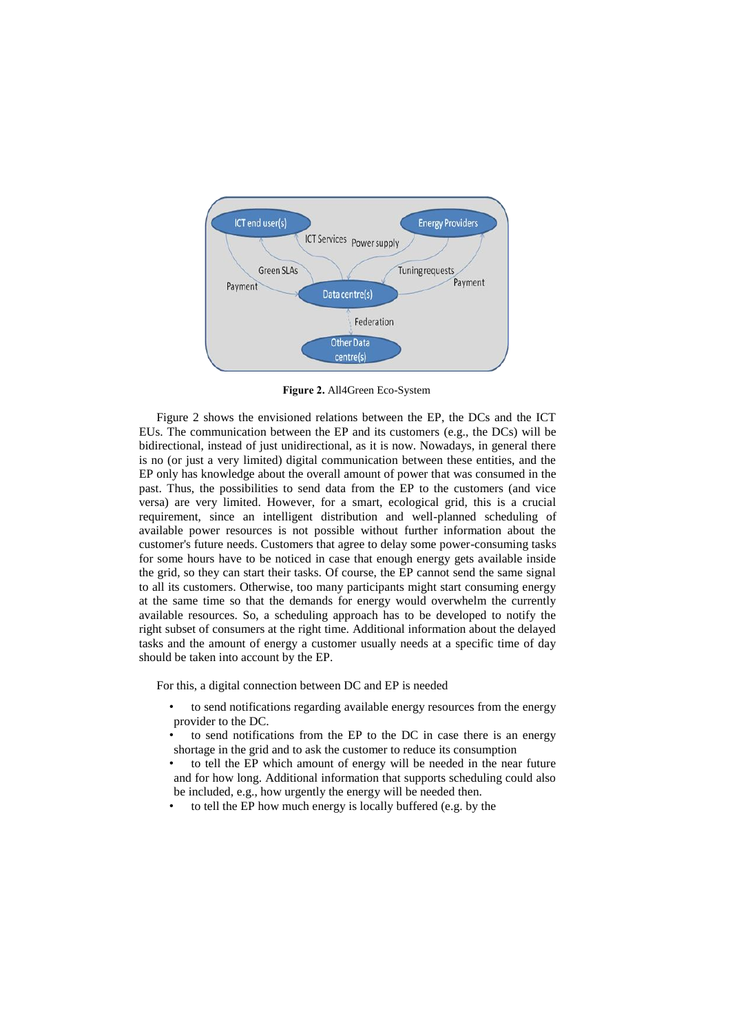ICT end user(s)

Energy Providers

ICT Services

Power supply

Green SLAs

Tuning requests

Payment

Payment

Data centre(s)

Federation

Other Data centre(s)

**Figure 2.** All4Green Eco-System

Figure 2 shows the envisioned relations between the EP, the DCs and the ICT EUs. The communication between the EP and its customers (e.g., the DCs) will be bidirectional, instead of just unidirectional, as it is now. Nowadays, in general there is no (or just a very limited) digital communication between these entities, and the EP only has knowledge about the overall amount of power that was consumed in the past. Thus, the possibilities to send data from the EP to the customers (and vice versa) are very limited. However, for a smart, ecological grid, this is a crucial requirement, since an intelligent distribution and well-planned scheduling of available power resources is not possible without further information about the customer's future needs. Customers that agree to delay some power-consuming tasks for some hours have to be noticed in case that enough energy gets available inside the grid, so they can start their tasks. Of course, the EP cannot send the same signal to all its customers. Otherwise, too many participants might start consuming energy at the same time so that the demands for energy would overwhelm the currently available resources. So, a scheduling approach has to be developed to notify the right subset of consumers at the right time. Additional information about the delayed tasks and the amount of energy a customer usually needs at a specific time of day should be taken into account by the EP.

For this, a digital connection between DC and EP is needed

- to send notifications regarding available energy resources from the energy provider to the DC.
- to send notifications from the EP to the DC in case there is an energy shortage in the grid and to ask the customer to reduce its consumption
- to tell the EP which amount of energy will be needed in the near future and for how long. Additional information that supports scheduling could also be included, e.g., how urgently the energy will be needed then.
- to tell the EP how much energy is locally buffered (e.g. by the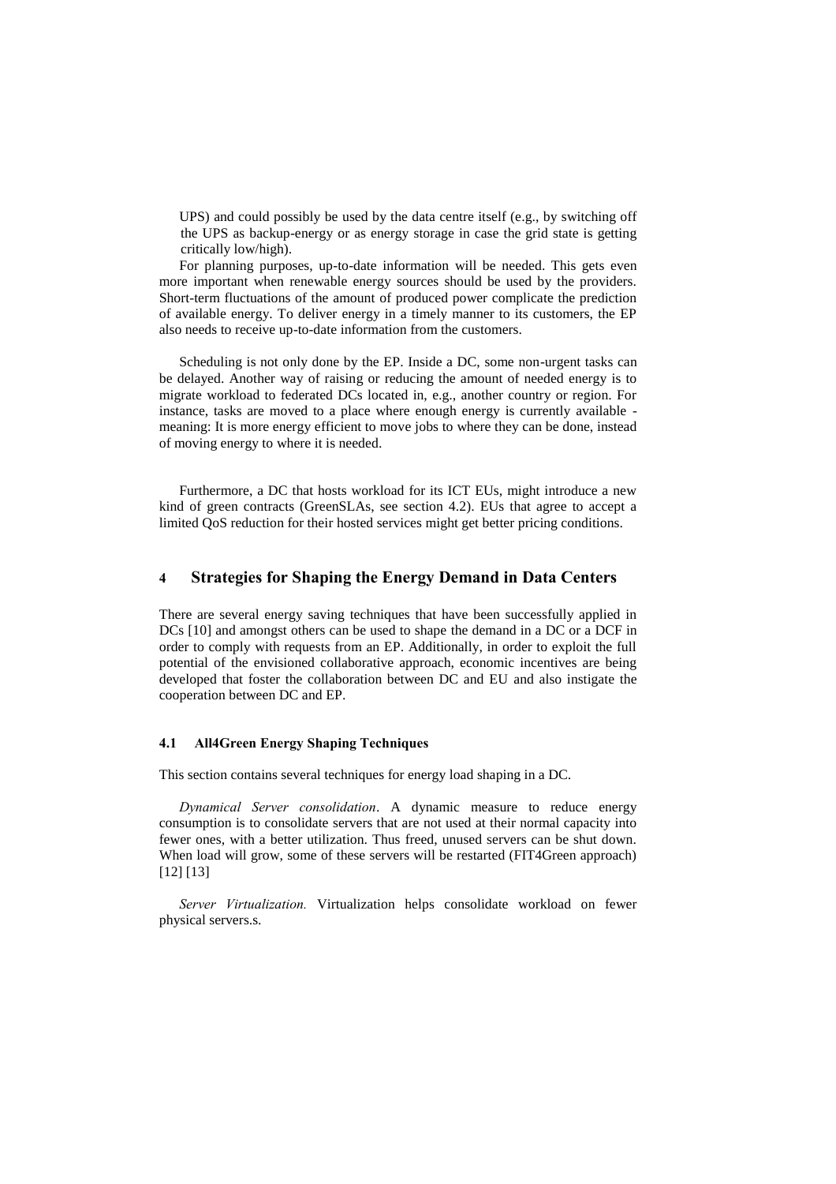UPS) and could possibly be used by the data centre itself (e.g., by switching off the UPS as backup-energy or as energy storage in case the grid state is getting critically low/high).

For planning purposes, up-to-date information will be needed. This gets even more important when renewable energy sources should be used by the providers. Short-term fluctuations of the amount of produced power complicate the prediction of available energy. To deliver energy in a timely manner to its customers, the EP also needs to receive up-to-date information from the customers.

Scheduling is not only done by the EP. Inside a DC, some non-urgent tasks can be delayed. Another way of raising or reducing the amount of needed energy is to migrate workload to federated DCs located in, e.g., another country or region. For instance, tasks are moved to a place where enough energy is currently available - meaning: It is more energy efficient to move jobs to where they can be done, instead of moving energy to where it is needed.

Furthermore, a DC that hosts workload for its ICT EUs, might introduce a new kind of green contracts (GreenSLAs, see section 4.2). EUs that agree to accept a limited QoS reduction for their hosted services might get better pricing conditions.

## 4 Strategies for Shaping the Energy Demand in Data Centers

There are several energy saving techniques that have been successfully applied in DCs [10] and amongst others can be used to shape the demand in a DC or a DCF in order to comply with requests from an EP. Additionally, in order to exploit the full potential of the envisioned collaborative approach, economic incentives are being developed that foster the collaboration between DC and EU and also instigate the cooperation between DC and EP.

### 4.1 All4Green Energy Shaping Techniques

This section contains several techniques for energy load shaping in a DC.

*Dynamical Server consolidation*. A dynamic measure to reduce energy consumption is to consolidate servers that are not used at their normal capacity into fewer ones, with a better utilization. Thus freed, unused servers can be shut down. When load will grow, some of these servers will be restarted (FIT4Green approach) [12] [13]

*Server Virtualization.* Virtualization helps consolidate workload on fewer physical servers.s.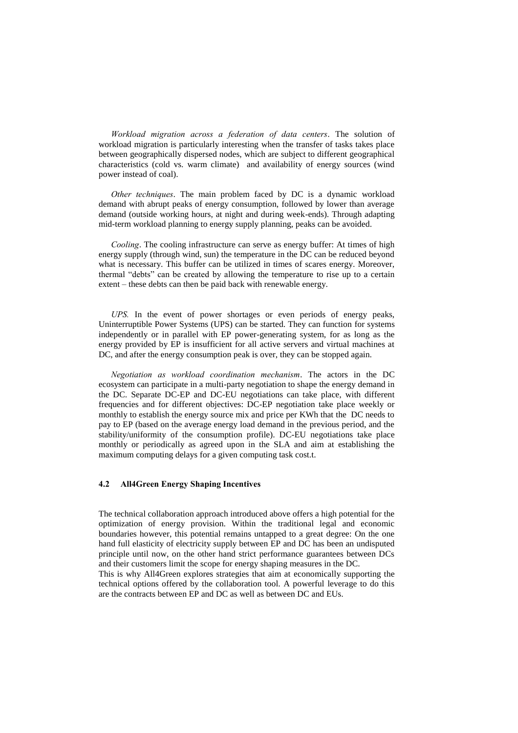*Workload migration across a federation of data centers*. The solution of workload migration is particularly interesting when the transfer of tasks takes place between geographically dispersed nodes, which are subject to different geographical characteristics (cold vs. warm climate) and availability of energy sources (wind power instead of coal).

*Other techniques*. The main problem faced by DC is a dynamic workload demand with abrupt peaks of energy consumption, followed by lower than average demand (outside working hours, at night and during week-ends). Through adapting mid-term workload planning to energy supply planning, peaks can be avoided.

*Cooling*. The cooling infrastructure can serve as energy buffer: At times of high energy supply (through wind, sun) the temperature in the DC can be reduced beyond what is necessary. This buffer can be utilized in times of scares energy. Moreover, thermal "debts" can be created by allowing the temperature to rise up to a certain extent – these debts can then be paid back with renewable energy.

*UPS.* In the event of power shortages or even periods of energy peaks, Uninterruptible Power Systems (UPS) can be started. They can function for systems independently or in parallel with EP power-generating system, for as long as the energy provided by EP is insufficient for all active servers and virtual machines at DC, and after the energy consumption peak is over, they can be stopped again.

*Negotiation as workload coordination mechanism*. The actors in the DC ecosystem can participate in a multi-party negotiation to shape the energy demand in the DC. Separate DC-EP and DC-EU negotiations can take place, with different frequencies and for different objectives: DC-EP negotiation take place weekly or monthly to establish the energy source mix and price per KWh that the DC needs to pay to EP (based on the average energy load demand in the previous period, and the stability/uniformity of the consumption profile). DC-EU negotiations take place monthly or periodically as agreed upon in the SLA and aim at establishing the maximum computing delays for a given computing task cost.t.

### 4.2 All4Green Energy Shaping Incentives

The technical collaboration approach introduced above offers a high potential for the optimization of energy provision. Within the traditional legal and economic boundaries however, this potential remains untapped to a great degree: On the one hand full elasticity of electricity supply between EP and DC has been an undisputed principle until now, on the other hand strict performance guarantees between DCs and their customers limit the scope for energy shaping measures in the DC.

This is why All4Green explores strategies that aim at economically supporting the technical options offered by the collaboration tool. A powerful leverage to do this are the contracts between EP and DC as well as between DC and EUs.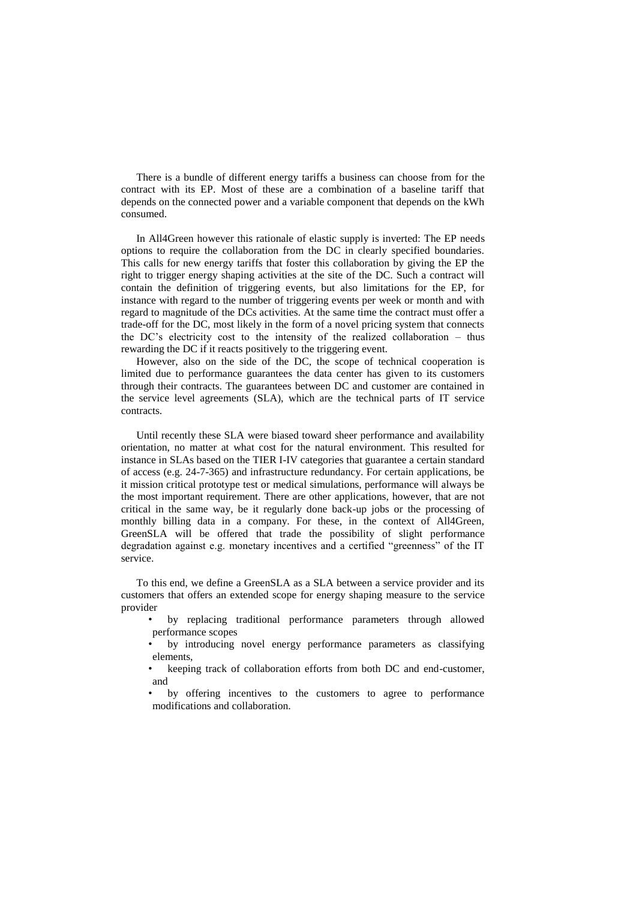There is a bundle of different energy tariffs a business can choose from for the contract with its EP. Most of these are a combination of a baseline tariff that depends on the connected power and a variable component that depends on the kWh consumed.

In All4Green however this rationale of elastic supply is inverted: The EP needs options to require the collaboration from the DC in clearly specified boundaries. This calls for new energy tariffs that foster this collaboration by giving the EP the right to trigger energy shaping activities at the site of the DC. Such a contract will contain the definition of triggering events, but also limitations for the EP, for instance with regard to the number of triggering events per week or month and with regard to magnitude of the DCs activities. At the same time the contract must offer a trade-off for the DC, most likely in the form of a novel pricing system that connects the DC's electricity cost to the intensity of the realized collaboration – thus rewarding the DC if it reacts positively to the triggering event.

However, also on the side of the DC, the scope of technical cooperation is limited due to performance guarantees the data center has given to its customers through their contracts. The guarantees between DC and customer are contained in the service level agreements (SLA), which are the technical parts of IT service contracts.

Until recently these SLA were biased toward sheer performance and availability orientation, no matter at what cost for the natural environment. This resulted for instance in SLAs based on the TIER I-IV categories that guarantee a certain standard of access (e.g. 24-7-365) and infrastructure redundancy. For certain applications, be it mission critical prototype test or medical simulations, performance will always be the most important requirement. There are other applications, however, that are not critical in the same way, be it regularly done back-up jobs or the processing of monthly billing data in a company. For these, in the context of All4Green, GreenSLA will be offered that trade the possibility of slight performance degradation against e.g. monetary incentives and a certified "greenness" of the IT service.

To this end, we define a GreenSLA as a SLA between a service provider and its customers that offers an extended scope for energy shaping measure to the service provider

- by replacing traditional performance parameters through allowed performance scopes
- by introducing novel energy performance parameters as classifying elements,
- keeping track of collaboration efforts from both DC and end-customer, and
- by offering incentives to the customers to agree to performance modifications and collaboration.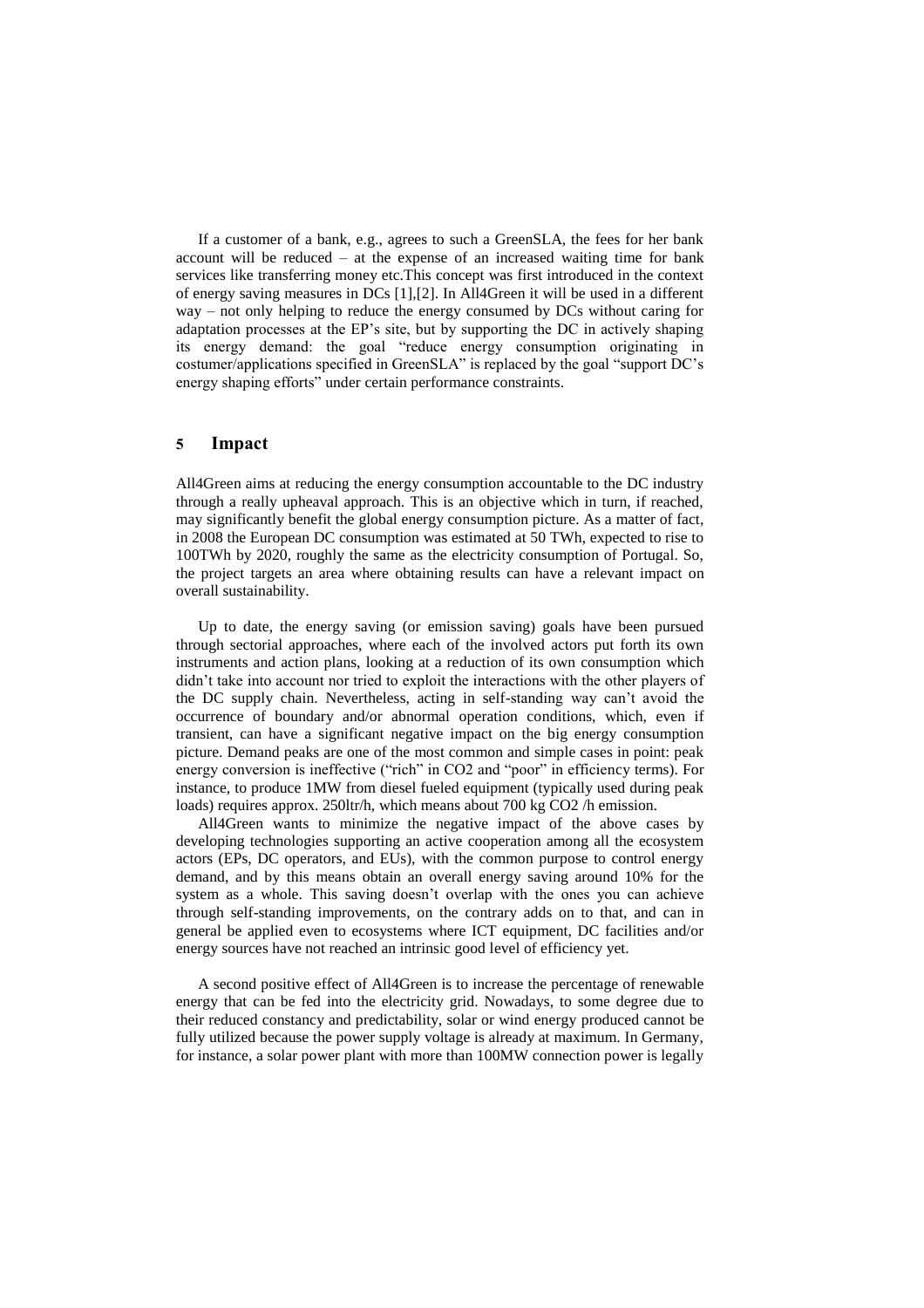If a customer of a bank, e.g., agrees to such a GreenSLA, the fees for her bank account will be reduced – at the expense of an increased waiting time for bank services like transferring money etc.This concept was first introduced in the context of energy saving measures in DCs [1],[2]. In All4Green it will be used in a different way – not only helping to reduce the energy consumed by DCs without caring for adaptation processes at the EP's site, but by supporting the DC in actively shaping its energy demand: the goal "reduce energy consumption originating in costumer/applications specified in GreenSLA" is replaced by the goal "support DC's energy shaping efforts" under certain performance constraints.

## 5 Impact

All4Green aims at reducing the energy consumption accountable to the DC industry through a really upheaval approach. This is an objective which in turn, if reached, may significantly benefit the global energy consumption picture. As a matter of fact, in 2008 the European DC consumption was estimated at 50 TWh, expected to rise to 100TWh by 2020, roughly the same as the electricity consumption of Portugal. So, the project targets an area where obtaining results can have a relevant impact on overall sustainability.

Up to date, the energy saving (or emission saving) goals have been pursued through sectorial approaches, where each of the involved actors put forth its own instruments and action plans, looking at a reduction of its own consumption which didn't take into account nor tried to exploit the interactions with the other players of the DC supply chain. Nevertheless, acting in self-standing way can't avoid the occurrence of boundary and/or abnormal operation conditions, which, even if transient, can have a significant negative impact on the big energy consumption picture. Demand peaks are one of the most common and simple cases in point: peak energy conversion is ineffective ("rich" in $CO_2$ and "poor" in efficiency terms). For instance, to produce 1MW from diesel fueled equipment (typically used during peak loads) requires approx. 250ltr/h, which means about 700 kg $CO_2$ /h emission.

All4Green wants to minimize the negative impact of the above cases by developing technologies supporting an active cooperation among all the ecosystem actors (EPs, DC operators, and EUs), with the common purpose to control energy demand, and by this means obtain an overall energy saving around 10% for the system as a whole. This saving doesn't overlap with the ones you can achieve through self-standing improvements, on the contrary adds on to that, and can in general be applied even to ecosystems where ICT equipment, DC facilities and/or energy sources have not reached an intrinsic good level of efficiency yet.

A second positive effect of All4Green is to increase the percentage of renewable energy that can be fed into the electricity grid. Nowadays, to some degree due to their reduced constancy and predictability, solar or wind energy produced cannot be fully utilized because the power supply voltage is already at maximum. In Germany, for instance, a solar power plant with more than 100MW connection power is legally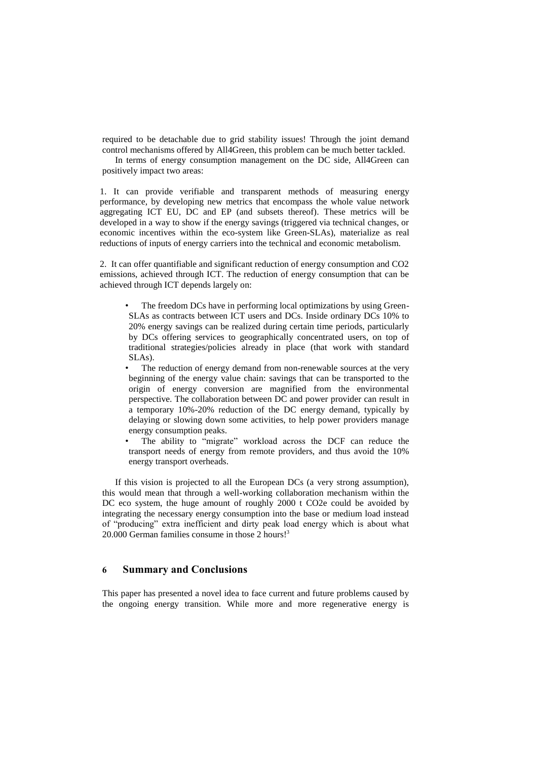required to be detachable due to grid stability issues! Through the joint demand control mechanisms offered by All4Green, this problem can be much better tackled.

In terms of energy consumption management on the DC side, All4Green can positively impact two areas:

1. It can provide verifiable and transparent methods of measuring energy performance, by developing new metrics that encompass the whole value network aggregating ICT EU, DC and EP (and subsets thereof). These metrics will be developed in a way to show if the energy savings (triggered via technical changes, or economic incentives within the eco-system like Green-SLAs), materialize as real reductions of inputs of energy carriers into the technical and economic metabolism.

2. It can offer quantifiable and significant reduction of energy consumption and CO2 emissions, achieved through ICT. The reduction of energy consumption that can be achieved through ICT depends largely on:

- The freedom DCs have in performing local optimizations by using Green-SLAs as contracts between ICT users and DCs. Inside ordinary DCs 10% to 20% energy savings can be realized during certain time periods, particularly by DCs offering services to geographically concentrated users, on top of traditional strategies/policies already in place (that work with standard SLAs).
- The reduction of energy demand from non-renewable sources at the very beginning of the energy value chain: savings that can be transported to the origin of energy conversion are magnified from the environmental perspective. The collaboration between DC and power provider can result in a temporary 10%-20% reduction of the DC energy demand, typically by delaying or slowing down some activities, to help power providers manage energy consumption peaks.
- The ability to "migrate" workload across the DCF can reduce the transport needs of energy from remote providers, and thus avoid the 10% energy transport overheads.

If this vision is projected to all the European DCs (a very strong assumption), this would mean that through a well-working collaboration mechanism within the DC eco system, the huge amount of roughly 2000 t CO2e could be avoided by integrating the necessary energy consumption into the base or medium load instead of "producing" extra inefficient and dirty peak load energy which is about what 20.000 German families consume in those 2 hours![3]

## 6 Summary and Conclusions

This paper has presented a novel idea to face current and future problems caused by the ongoing energy transition. While more and more regenerative energy is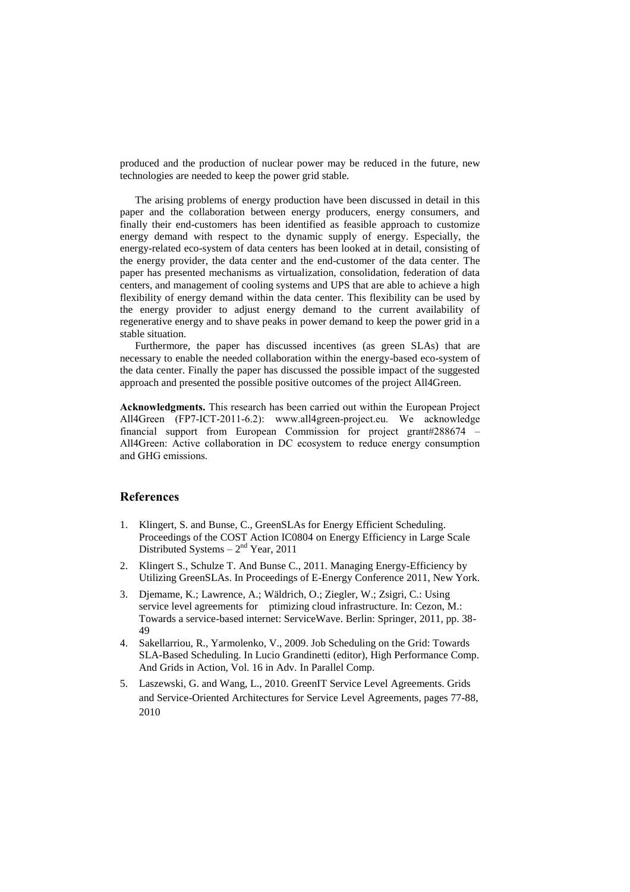produced and the production of nuclear power may be reduced in the future, new technologies are needed to keep the power grid stable.

The arising problems of energy production have been discussed in detail in this paper and the collaboration between energy producers, energy consumers, and finally their end-customers has been identified as feasible approach to customize energy demand with respect to the dynamic supply of energy. Especially, the energy-related eco-system of data centers has been looked at in detail, consisting of the energy provider, the data center and the end-customer of the data center. The paper has presented mechanisms as virtualization, consolidation, federation of data centers, and management of cooling systems and UPS that are able to achieve a high flexibility of energy demand within the data center. This flexibility can be used by the energy provider to adjust energy demand to the current availability of regenerative energy and to shave peaks in power demand to keep the power grid in a stable situation.

Furthermore, the paper has discussed incentives (as green SLAs) that are necessary to enable the needed collaboration within the energy-based eco-system of the data center. Finally the paper has discussed the possible impact of the suggested approach and presented the possible positive outcomes of the project All4Green.

**Acknowledgments.** This research has been carried out within the European Project All4Green (FP7-ICT-2011-6.2): www.all4green-project.eu. We acknowledge financial support from European Commission for project grant#288674 – All4Green: Active collaboration in DC ecosystem to reduce energy consumption and GHG emissions.

## References

1. Klingert, S. and Bunse, C., GreenSLAs for Energy Efficient Scheduling. Proceedings of the COST Action IC0804 on Energy Efficiency in Large Scale Distributed Systems – 2nd Year, 2011
2. Klingert S., Schulze T. And Bunse C., 2011. Managing Energy-Efficiency by Utilizing GreenSLAs. In Proceedings of E-Energy Conference 2011, New York.
3. Djemame, K.; Lawrence, A.; Wäldrich, O.; Ziegler, W.; Zsigri, C.: Using service level agreements for ptimizing cloud infrastructure. In: Cezon, M.: Towards a service-based internet: ServiceWave. Berlin: Springer, 2011, pp. 38-49
4. Sakellarriou, R., Yarmolenko, V., 2009. Job Scheduling on the Grid: Towards SLA-Based Scheduling. In Lucio Grandinetti (editor), High Performance Comp. And Grids in Action, Vol. 16 in Adv. In Parallel Comp.
5. Laszewski, G. and Wang, L., 2010. GreenIT Service Level Agreements. Grids and Service-Oriented Architectures for Service Level Agreements, pages 77-88, 2010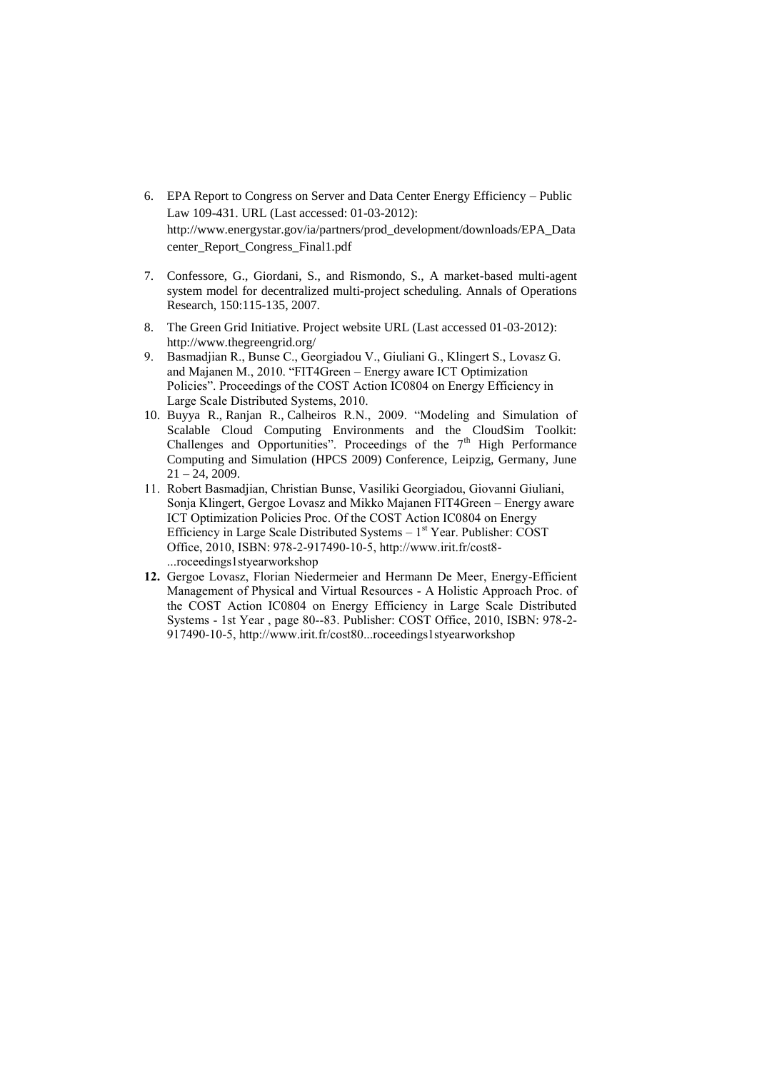6. EPA Report to Congress on Server and Data Center Energy Efficiency – Public Law 109-431. URL (Last accessed: 01-03-2012): http://www.energystar.gov/ia/partners/prod_development/downloads/EPA_Datacenter_Report_Congress_Final1.pdf
7. Confessore, G., Giordani, S., and Rismondo, S., A market-based multi-agent system model for decentralized multi-project scheduling. Annals of Operations Research, 150:115-135, 2007.
8. The Green Grid Initiative. Project website URL (Last accessed 01-03-2012): http://www.thegreengrid.org/
9. Basmadjian R., Bunse C., Georgiadou V., Giuliani G., Klingert S., Lovasz G. and Majanen M., 2010. "FIT4Green – Energy aware ICT Optimization Policies". Proceedings of the COST Action IC0804 on Energy Efficiency in Large Scale Distributed Systems, 2010.
10. Buyya R., Ranjan R., Calheiros R.N., 2009. "Modeling and Simulation of Scalable Cloud Computing Environments and the CloudSim Toolkit: Challenges and Opportunities". Proceedings of the 7th High Performance Computing and Simulation (HPCS 2009) Conference, Leipzig, Germany, June 21 – 24, 2009.
11. Robert Basmadjian, Christian Bunse, Vasiliki Georgiadou, Giovanni Giuliani, Sonja Klingert, Gergoe Lovasz and Mikko Majanen FIT4Green – Energy aware ICT Optimization Policies Proc. Of the COST Action IC0804 on Energy Efficiency in Large Scale Distributed Systems – 1st Year. Publisher: COST Office, 2010, ISBN: 978-2-917490-10-5, http://www.irit.fr/cost8-...roceedings1styearworkshop
12. Gergoe Lovasz, Florian Niedermeier and Hermann De Meer, Energy-Efficient Management of Physical and Virtual Resources - A Holistic Approach Proc. of the COST Action IC0804 on Energy Efficiency in Large Scale Distributed Systems - 1st Year , page 80--83. Publisher: COST Office, 2010, ISBN: 978-2-917490-10-5, http://www.irit.fr/cost80...roceedings1styearworkshop